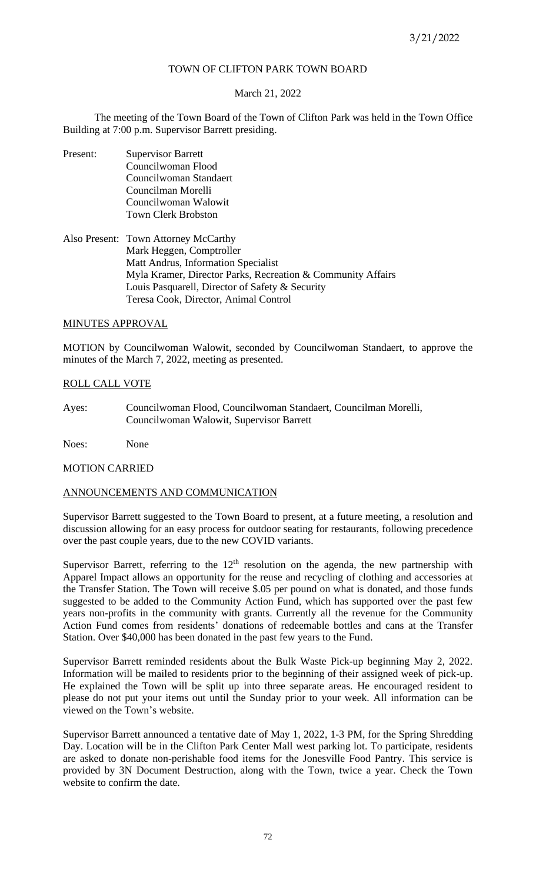3/21/2022

# TOWN OF CLIFTON PARK TOWN BOARD

March 21, 2022

The meeting of the Town Board of the Town of Clifton Park was held in the Town Office Building at 7:00 p.m. Supervisor Barrett presiding.

Present: Supervisor Barrett
Councilwoman Flood
Councilwoman Standaert
Councilman Morelli
Councilwoman Walowit
Town Clerk Brobston

Also Present: Town Attorney McCarthy
Mark Heggen, Comptroller
Matt Andrus, Information Specialist
Myla Kramer, Director Parks, Recreation & Community Affairs
Louis Pasquarell, Director of Safety & Security
Teresa Cook, Director, Animal Control

## MINUTES APPROVAL

MOTION by Councilwoman Walowit, seconded by Councilwoman Standaert, to approve the minutes of the March 7, 2022, meeting as presented.

## ROLL CALL VOTE

Ayes: Councilwoman Flood, Councilwoman Standaert, Councilman Morelli, Councilwoman Walowit, Supervisor Barrett

Noes: None

MOTION CARRIED

## ANNOUNCEMENTS AND COMMUNICATION

Supervisor Barrett suggested to the Town Board to present, at a future meeting, a resolution and discussion allowing for an easy process for outdoor seating for restaurants, following precedence over the past couple years, due to the new COVID variants.

Supervisor Barrett, referring to the 12th resolution on the agenda, the new partnership with Apparel Impact allows an opportunity for the reuse and recycling of clothing and accessories at the Transfer Station. The Town will receive \$.05 per pound on what is donated, and those funds suggested to be added to the Community Action Fund, which has supported over the past few years non-profits in the community with grants. Currently all the revenue for the Community Action Fund comes from residents' donations of redeemable bottles and cans at the Transfer Station. Over \$40,000 has been donated in the past few years to the Fund.

Supervisor Barrett reminded residents about the Bulk Waste Pick-up beginning May 2, 2022. Information will be mailed to residents prior to the beginning of their assigned week of pick-up. He explained the Town will be split up into three separate areas. He encouraged resident to please do not put your items out until the Sunday prior to your week. All information can be viewed on the Town's website.

Supervisor Barrett announced a tentative date of May 1, 2022, 1-3 PM, for the Spring Shredding Day. Location will be in the Clifton Park Center Mall west parking lot. To participate, residents are asked to donate non-perishable food items for the Jonesville Food Pantry. This service is provided by 3N Document Destruction, along with the Town, twice a year. Check the Town website to confirm the date.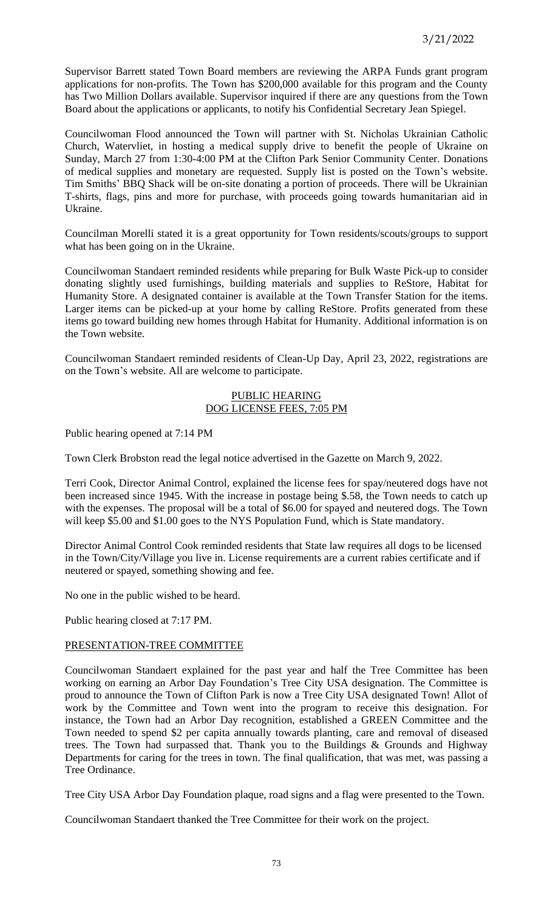Supervisor Barrett stated Town Board members are reviewing the ARPA Funds grant program applications for non-profits. The Town has $200,000 available for this program and the County has Two Million Dollars available. Supervisor inquired if there are any questions from the Town Board about the applications or applicants, to notify his Confidential Secretary Jean Spiegel.

Councilwoman Flood announced the Town will partner with St. Nicholas Ukrainian Catholic Church, Watervliet, in hosting a medical supply drive to benefit the people of Ukraine on Sunday, March 27 from 1:30-4:00 PM at the Clifton Park Senior Community Center. Donations of medical supplies and monetary are requested. Supply list is posted on the Town's website. Tim Smiths' BBQ Shack will be on-site donating a portion of proceeds. There will be Ukrainian T-shirts, flags, pins and more for purchase, with proceeds going towards humanitarian aid in Ukraine.

Councilman Morelli stated it is a great opportunity for Town residents/scouts/groups to support what has been going on in the Ukraine.

Councilwoman Standaert reminded residents while preparing for Bulk Waste Pick-up to consider donating slightly used furnishings, building materials and supplies to ReStore, Habitat for Humanity Store. A designated container is available at the Town Transfer Station for the items. Larger items can be picked-up at your home by calling ReStore. Profits generated from these items go toward building new homes through Habitat for Humanity. Additional information is on the Town website.

Councilwoman Standaert reminded residents of Clean-Up Day, April 23, 2022, registrations are on the Town's website. All are welcome to participate.

PUBLIC HEARING
DOG LICENSE FEES, 7:05 PM

Public hearing opened at 7:14 PM

Town Clerk Brobston read the legal notice advertised in the Gazette on March 9, 2022.

Terri Cook, Director Animal Control, explained the license fees for spay/neutered dogs have not been increased since 1945. With the increase in postage being $.58, the Town needs to catch up with the expenses. The proposal will be a total of $6.00 for spayed and neutered dogs. The Town will keep $5.00 and $1.00 goes to the NYS Population Fund, which is State mandatory.

Director Animal Control Cook reminded residents that State law requires all dogs to be licensed in the Town/City/Village you live in. License requirements are a current rabies certificate and if neutered or spayed, something showing and fee.

No one in the public wished to be heard.

Public hearing closed at 7:17 PM.

PRESENTATION-TREE COMMITTEE

Councilwoman Standaert explained for the past year and half the Tree Committee has been working on earning an Arbor Day Foundation's Tree City USA designation. The Committee is proud to announce the Town of Clifton Park is now a Tree City USA designated Town! Allot of work by the Committee and Town went into the program to receive this designation. For instance, the Town had an Arbor Day recognition, established a GREEN Committee and the Town needed to spend $2 per capita annually towards planting, care and removal of diseased trees. The Town had surpassed that. Thank you to the Buildings & Grounds and Highway Departments for caring for the trees in town. The final qualification, that was met, was passing a Tree Ordinance.

Tree City USA Arbor Day Foundation plaque, road signs and a flag were presented to the Town.

Councilwoman Standaert thanked the Tree Committee for their work on the project.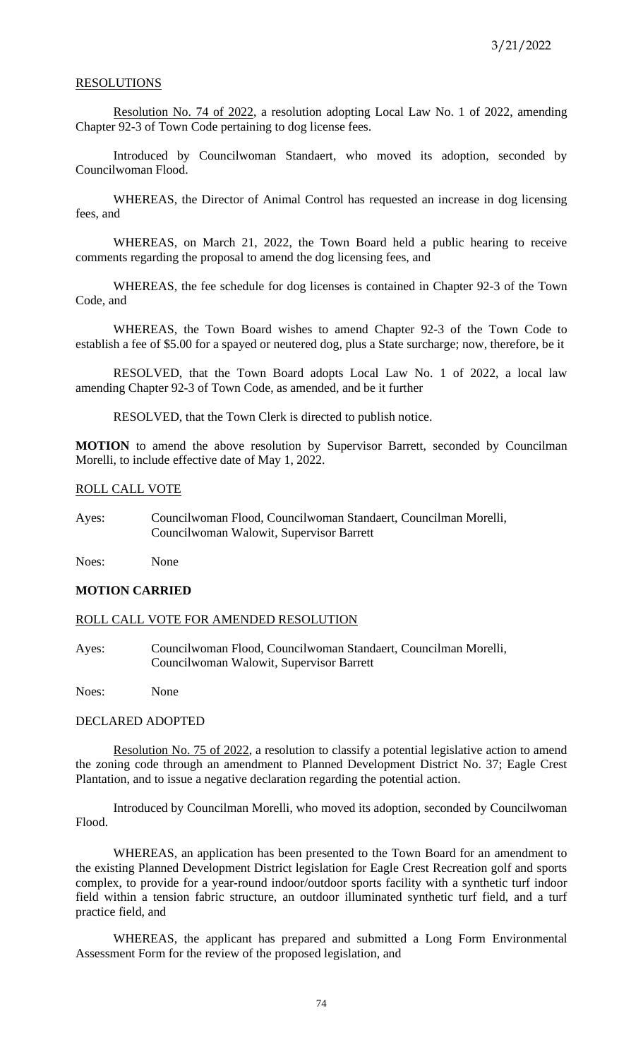## RESOLUTIONS

Resolution No. 74 of 2022, a resolution adopting Local Law No. 1 of 2022, amending Chapter 92-3 of Town Code pertaining to dog license fees.

Introduced by Councilwoman Standaert, who moved its adoption, seconded by Councilwoman Flood.

WHEREAS, the Director of Animal Control has requested an increase in dog licensing fees, and

WHEREAS, on March 21, 2022, the Town Board held a public hearing to receive comments regarding the proposal to amend the dog licensing fees, and

WHEREAS, the fee schedule for dog licenses is contained in Chapter 92-3 of the Town Code, and

WHEREAS, the Town Board wishes to amend Chapter 92-3 of the Town Code to establish a fee of $5.00 for a spayed or neutered dog, plus a State surcharge; now, therefore, be it

RESOLVED, that the Town Board adopts Local Law No. 1 of 2022, a local law amending Chapter 92-3 of Town Code, as amended, and be it further

RESOLVED, that the Town Clerk is directed to publish notice.

**MOTION** to amend the above resolution by Supervisor Barrett, seconded by Councilman Morelli, to include effective date of May 1, 2022.

ROLL CALL VOTE

Ayes: Councilwoman Flood, Councilwoman Standaert, Councilman Morelli, Councilwoman Walowit, Supervisor Barrett

Noes: None

**MOTION CARRIED**

ROLL CALL VOTE FOR AMENDED RESOLUTION

Ayes: Councilwoman Flood, Councilwoman Standaert, Councilman Morelli, Councilwoman Walowit, Supervisor Barrett

Noes: None

DECLARED ADOPTED

Resolution No. 75 of 2022, a resolution to classify a potential legislative action to amend the zoning code through an amendment to Planned Development District No. 37; Eagle Crest Plantation, and to issue a negative declaration regarding the potential action.

Introduced by Councilman Morelli, who moved its adoption, seconded by Councilwoman Flood.

WHEREAS, an application has been presented to the Town Board for an amendment to the existing Planned Development District legislation for Eagle Crest Recreation golf and sports complex, to provide for a year-round indoor/outdoor sports facility with a synthetic turf indoor field within a tension fabric structure, an outdoor illuminated synthetic turf field, and a turf practice field, and

WHEREAS, the applicant has prepared and submitted a Long Form Environmental Assessment Form for the review of the proposed legislation, and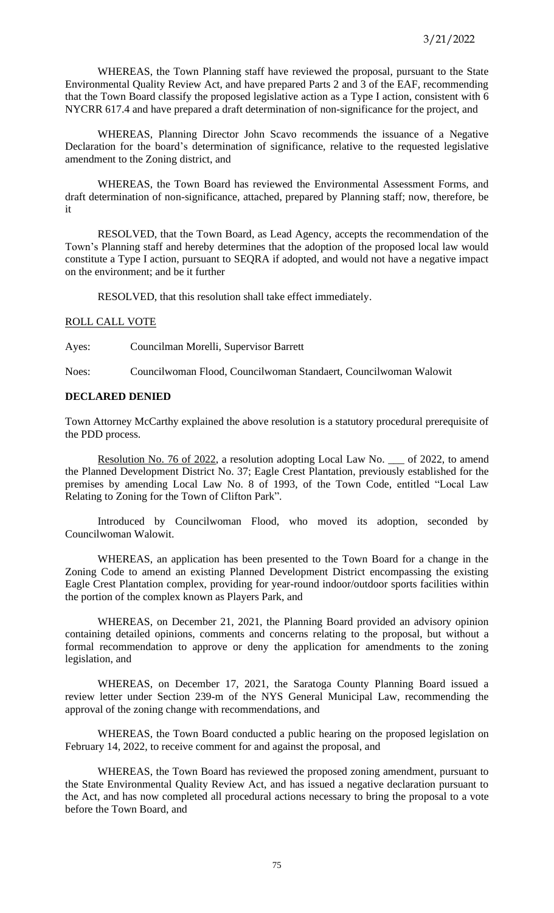WHEREAS, the Town Planning staff have reviewed the proposal, pursuant to the State Environmental Quality Review Act, and have prepared Parts 2 and 3 of the EAF, recommending that the Town Board classify the proposed legislative action as a Type I action, consistent with 6 NYCRR 617.4 and have prepared a draft determination of non-significance for the project, and

WHEREAS, Planning Director John Scavo recommends the issuance of a Negative Declaration for the board's determination of significance, relative to the requested legislative amendment to the Zoning district, and

WHEREAS, the Town Board has reviewed the Environmental Assessment Forms, and draft determination of non-significance, attached, prepared by Planning staff; now, therefore, be it

RESOLVED, that the Town Board, as Lead Agency, accepts the recommendation of the Town's Planning staff and hereby determines that the adoption of the proposed local law would constitute a Type I action, pursuant to SEQRA if adopted, and would not have a negative impact on the environment; and be it further

RESOLVED, that this resolution shall take effect immediately.

ROLL CALL VOTE

Ayes: Councilman Morelli, Supervisor Barrett

Noes: Councilwoman Flood, Councilwoman Standaert, Councilwoman Walowit

**DECLARED DENIED**

Town Attorney McCarthy explained the above resolution is a statutory procedural prerequisite of the PDD process.

Resolution No. 76 of 2022, a resolution adopting Local Law No. ___ of 2022, to amend the Planned Development District No. 37; Eagle Crest Plantation, previously established for the premises by amending Local Law No. 8 of 1993, of the Town Code, entitled "Local Law Relating to Zoning for the Town of Clifton Park".

Introduced by Councilwoman Flood, who moved its adoption, seconded by Councilwoman Walowit.

WHEREAS, an application has been presented to the Town Board for a change in the Zoning Code to amend an existing Planned Development District encompassing the existing Eagle Crest Plantation complex, providing for year-round indoor/outdoor sports facilities within the portion of the complex known as Players Park, and

WHEREAS, on December 21, 2021, the Planning Board provided an advisory opinion containing detailed opinions, comments and concerns relating to the proposal, but without a formal recommendation to approve or deny the application for amendments to the zoning legislation, and

WHEREAS, on December 17, 2021, the Saratoga County Planning Board issued a review letter under Section 239-m of the NYS General Municipal Law, recommending the approval of the zoning change with recommendations, and

WHEREAS, the Town Board conducted a public hearing on the proposed legislation on February 14, 2022, to receive comment for and against the proposal, and

WHEREAS, the Town Board has reviewed the proposed zoning amendment, pursuant to the State Environmental Quality Review Act, and has issued a negative declaration pursuant to the Act, and has now completed all procedural actions necessary to bring the proposal to a vote before the Town Board, and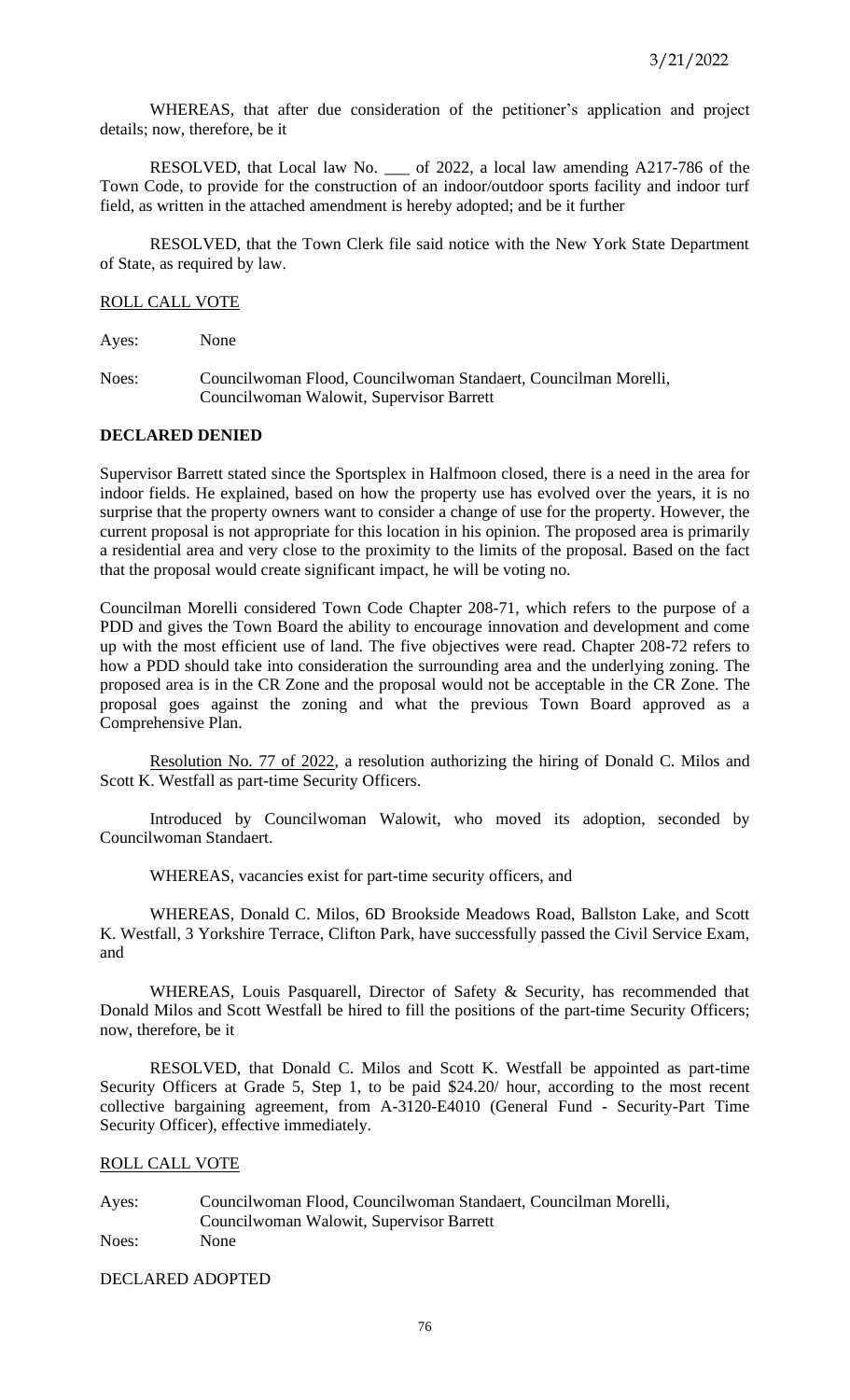WHEREAS, that after due consideration of the petitioner's application and project details; now, therefore, be it

RESOLVED, that Local law No. ___ of 2022, a local law amending A217-786 of the Town Code, to provide for the construction of an indoor/outdoor sports facility and indoor turf field, as written in the attached amendment is hereby adopted; and be it further

RESOLVED, that the Town Clerk file said notice with the New York State Department of State, as required by law.

ROLL CALL VOTE

Ayes: None

Noes: Councilwoman Flood, Councilwoman Standaert, Councilman Morelli, Councilwoman Walowit, Supervisor Barrett

**DECLARED DENIED**

Supervisor Barrett stated since the Sportsplex in Halfmoon closed, there is a need in the area for indoor fields. He explained, based on how the property use has evolved over the years, it is no surprise that the property owners want to consider a change of use for the property. However, the current proposal is not appropriate for this location in his opinion. The proposed area is primarily a residential area and very close to the proximity to the limits of the proposal. Based on the fact that the proposal would create significant impact, he will be voting no.

Councilman Morelli considered Town Code Chapter 208-71, which refers to the purpose of a PDD and gives the Town Board the ability to encourage innovation and development and come up with the most efficient use of land. The five objectives were read. Chapter 208-72 refers to how a PDD should take into consideration the surrounding area and the underlying zoning. The proposed area is in the CR Zone and the proposal would not be acceptable in the CR Zone. The proposal goes against the zoning and what the previous Town Board approved as a Comprehensive Plan.

Resolution No. 77 of 2022, a resolution authorizing the hiring of Donald C. Milos and Scott K. Westfall as part-time Security Officers.

Introduced by Councilwoman Walowit, who moved its adoption, seconded by Councilwoman Standaert.

WHEREAS, vacancies exist for part-time security officers, and

WHEREAS, Donald C. Milos, 6D Brookside Meadows Road, Ballston Lake, and Scott K. Westfall, 3 Yorkshire Terrace, Clifton Park, have successfully passed the Civil Service Exam, and

WHEREAS, Louis Pasquarell, Director of Safety & Security, has recommended that Donald Milos and Scott Westfall be hired to fill the positions of the part-time Security Officers; now, therefore, be it

RESOLVED, that Donald C. Milos and Scott K. Westfall be appointed as part-time Security Officers at Grade 5, Step 1, to be paid $24.20/ hour, according to the most recent collective bargaining agreement, from A-3120-E4010 (General Fund - Security-Part Time Security Officer), effective immediately.

ROLL CALL VOTE

Ayes: Councilwoman Flood, Councilwoman Standaert, Councilman Morelli, Councilwoman Walowit, Supervisor Barrett

Noes: None

DECLARED ADOPTED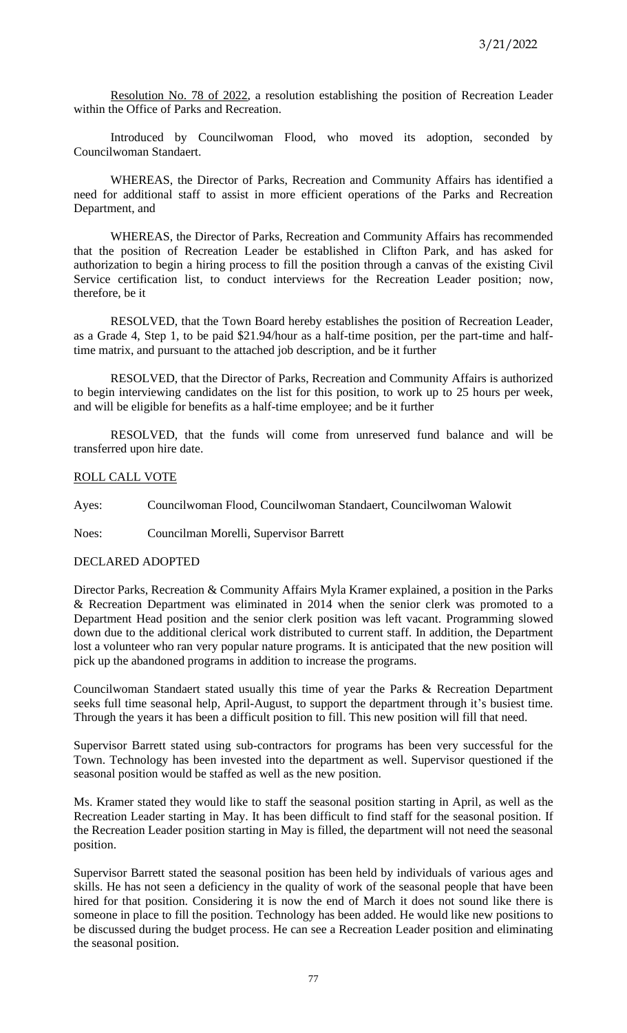Resolution No. 78 of 2022, a resolution establishing the position of Recreation Leader within the Office of Parks and Recreation.

Introduced by Councilwoman Flood, who moved its adoption, seconded by Councilwoman Standaert.

WHEREAS, the Director of Parks, Recreation and Community Affairs has identified a need for additional staff to assist in more efficient operations of the Parks and Recreation Department, and

WHEREAS, the Director of Parks, Recreation and Community Affairs has recommended that the position of Recreation Leader be established in Clifton Park, and has asked for authorization to begin a hiring process to fill the position through a canvas of the existing Civil Service certification list, to conduct interviews for the Recreation Leader position; now, therefore, be it

RESOLVED, that the Town Board hereby establishes the position of Recreation Leader, as a Grade 4, Step 1, to be paid $21.94/hour as a half-time position, per the part-time and half-time matrix, and pursuant to the attached job description, and be it further

RESOLVED, that the Director of Parks, Recreation and Community Affairs is authorized to begin interviewing candidates on the list for this position, to work up to 25 hours per week, and will be eligible for benefits as a half-time employee; and be it further

RESOLVED, that the funds will come from unreserved fund balance and will be transferred upon hire date.

ROLL CALL VOTE

Ayes: Councilwoman Flood, Councilwoman Standaert, Councilwoman Walowit

Noes: Councilman Morelli, Supervisor Barrett

DECLARED ADOPTED

Director Parks, Recreation & Community Affairs Myla Kramer explained, a position in the Parks & Recreation Department was eliminated in 2014 when the senior clerk was promoted to a Department Head position and the senior clerk position was left vacant. Programming slowed down due to the additional clerical work distributed to current staff. In addition, the Department lost a volunteer who ran very popular nature programs. It is anticipated that the new position will pick up the abandoned programs in addition to increase the programs.

Councilwoman Standaert stated usually this time of year the Parks & Recreation Department seeks full time seasonal help, April-August, to support the department through it's busiest time. Through the years it has been a difficult position to fill. This new position will fill that need.

Supervisor Barrett stated using sub-contractors for programs has been very successful for the Town. Technology has been invested into the department as well. Supervisor questioned if the seasonal position would be staffed as well as the new position.

Ms. Kramer stated they would like to staff the seasonal position starting in April, as well as the Recreation Leader starting in May. It has been difficult to find staff for the seasonal position. If the Recreation Leader position starting in May is filled, the department will not need the seasonal position.

Supervisor Barrett stated the seasonal position has been held by individuals of various ages and skills. He has not seen a deficiency in the quality of work of the seasonal people that have been hired for that position. Considering it is now the end of March it does not sound like there is someone in place to fill the position. Technology has been added. He would like new positions to be discussed during the budget process. He can see a Recreation Leader position and eliminating the seasonal position.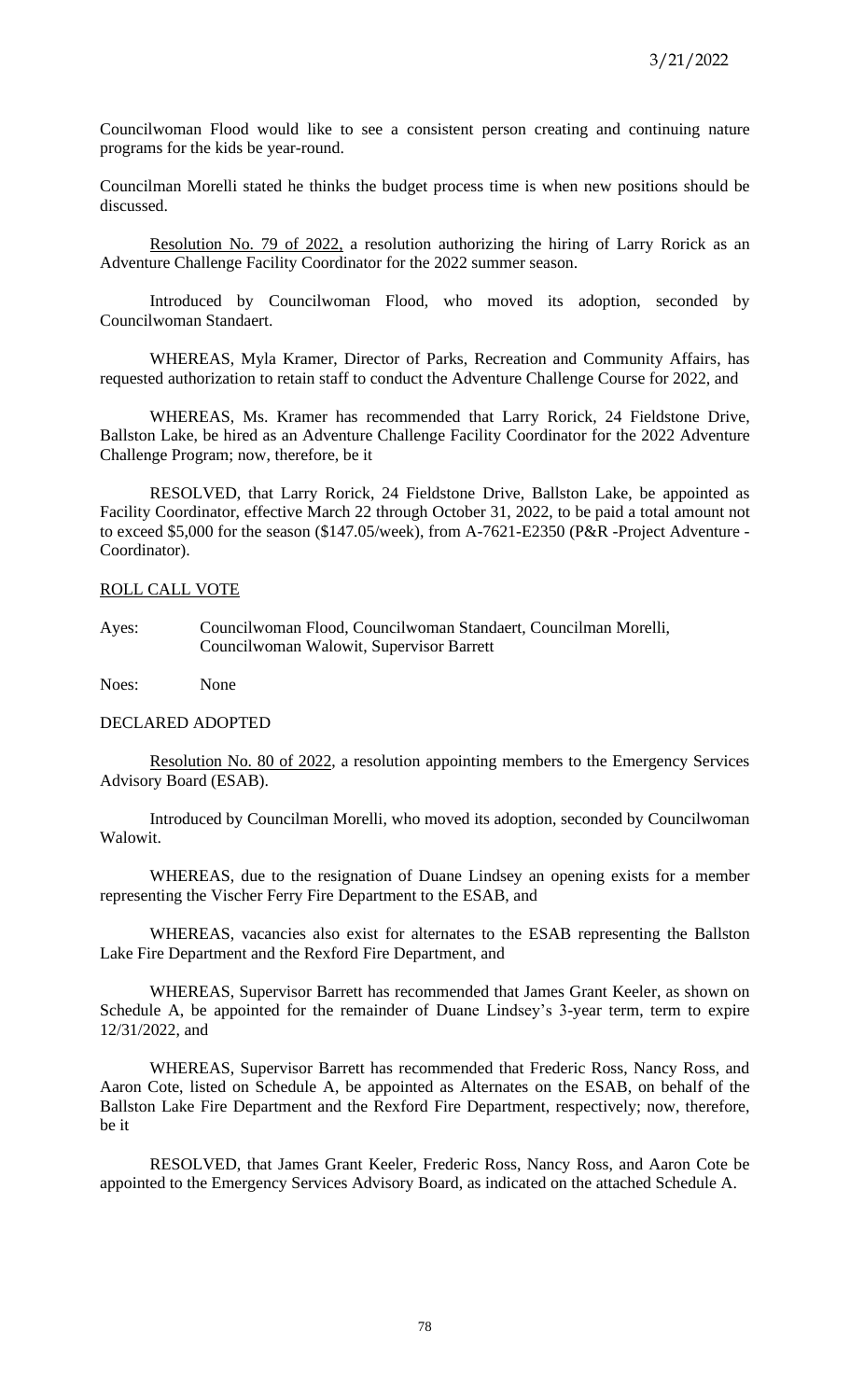Councilwoman Flood would like to see a consistent person creating and continuing nature programs for the kids be year-round.

Councilman Morelli stated he thinks the budget process time is when new positions should be discussed.

Resolution No. 79 of 2022, a resolution authorizing the hiring of Larry Rorick as an Adventure Challenge Facility Coordinator for the 2022 summer season.

Introduced by Councilwoman Flood, who moved its adoption, seconded by Councilwoman Standaert.

WHEREAS, Myla Kramer, Director of Parks, Recreation and Community Affairs, has requested authorization to retain staff to conduct the Adventure Challenge Course for 2022, and

WHEREAS, Ms. Kramer has recommended that Larry Rorick, 24 Fieldstone Drive, Ballston Lake, be hired as an Adventure Challenge Facility Coordinator for the 2022 Adventure Challenge Program; now, therefore, be it

RESOLVED, that Larry Rorick, 24 Fieldstone Drive, Ballston Lake, be appointed as Facility Coordinator, effective March 22 through October 31, 2022, to be paid a total amount not to exceed $5,000 for the season ($147.05/week), from A-7621-E2350 (P&R -Project Adventure - Coordinator).

ROLL CALL VOTE

Ayes: Councilwoman Flood, Councilwoman Standaert, Councilman Morelli, Councilwoman Walowit, Supervisor Barrett

Noes: None

DECLARED ADOPTED

Resolution No. 80 of 2022, a resolution appointing members to the Emergency Services Advisory Board (ESAB).

Introduced by Councilman Morelli, who moved its adoption, seconded by Councilwoman Walowit.

WHEREAS, due to the resignation of Duane Lindsey an opening exists for a member representing the Vischer Ferry Fire Department to the ESAB, and

WHEREAS, vacancies also exist for alternates to the ESAB representing the Ballston Lake Fire Department and the Rexford Fire Department, and

WHEREAS, Supervisor Barrett has recommended that James Grant Keeler, as shown on Schedule A, be appointed for the remainder of Duane Lindsey's 3-year term, term to expire 12/31/2022, and

WHEREAS, Supervisor Barrett has recommended that Frederic Ross, Nancy Ross, and Aaron Cote, listed on Schedule A, be appointed as Alternates on the ESAB, on behalf of the Ballston Lake Fire Department and the Rexford Fire Department, respectively; now, therefore, be it

RESOLVED, that James Grant Keeler, Frederic Ross, Nancy Ross, and Aaron Cote be appointed to the Emergency Services Advisory Board, as indicated on the attached Schedule A.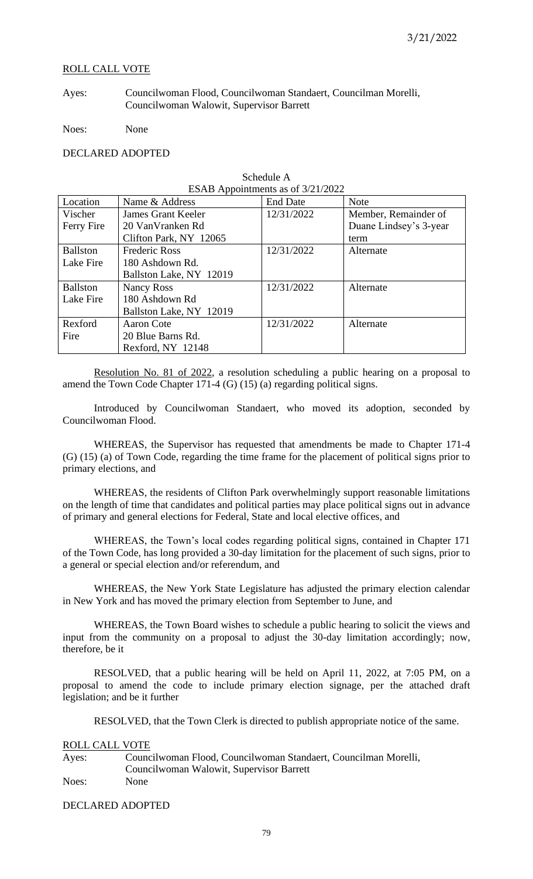ROLL CALL VOTE

Ayes: Councilwoman Flood, Councilwoman Standaert, Councilman Morelli, Councilwoman Walowit, Supervisor Barrett

Noes: None

DECLARED ADOPTED

Schedule A
ESAB Appointments as of 3/21/2022

| Location | Name & Address | End Date | Note |
|---|---|---|---|
| Vischer Ferry Fire | James Grant Keeler<br>20 VanVranken Rd<br>Clifton Park, NY 12065 | 12/31/2022 | Member, Remainder of Duane Lindsey's 3-year term |
| Ballston Lake Fire | Frederic Ross<br>180 Ashdown Rd.<br>Ballston Lake, NY 12019 | 12/31/2022 | Alternate |
| Ballston Lake Fire | Nancy Ross<br>180 Ashdown Rd<br>Ballston Lake, NY 12019 | 12/31/2022 | Alternate |
| Rexford Fire | Aaron Cote<br>20 Blue Barns Rd.<br>Rexford, NY 12148 | 12/31/2022 | Alternate |

Resolution No. 81 of 2022, a resolution scheduling a public hearing on a proposal to amend the Town Code Chapter 171-4 (G) (15) (a) regarding political signs.

Introduced by Councilwoman Standaert, who moved its adoption, seconded by Councilwoman Flood.

WHEREAS, the Supervisor has requested that amendments be made to Chapter 171-4 (G) (15) (a) of Town Code, regarding the time frame for the placement of political signs prior to primary elections, and

WHEREAS, the residents of Clifton Park overwhelmingly support reasonable limitations on the length of time that candidates and political parties may place political signs out in advance of primary and general elections for Federal, State and local elective offices, and

WHEREAS, the Town's local codes regarding political signs, contained in Chapter 171 of the Town Code, has long provided a 30-day limitation for the placement of such signs, prior to a general or special election and/or referendum, and

WHEREAS, the New York State Legislature has adjusted the primary election calendar in New York and has moved the primary election from September to June, and

WHEREAS, the Town Board wishes to schedule a public hearing to solicit the views and input from the community on a proposal to adjust the 30-day limitation accordingly; now, therefore, be it

RESOLVED, that a public hearing will be held on April 11, 2022, at 7:05 PM, on a proposal to amend the code to include primary election signage, per the attached draft legislation; and be it further

RESOLVED, that the Town Clerk is directed to publish appropriate notice of the same.

ROLL CALL VOTE

Ayes: Councilwoman Flood, Councilwoman Standaert, Councilman Morelli, Councilwoman Walowit, Supervisor Barrett

Noes: None

DECLARED ADOPTED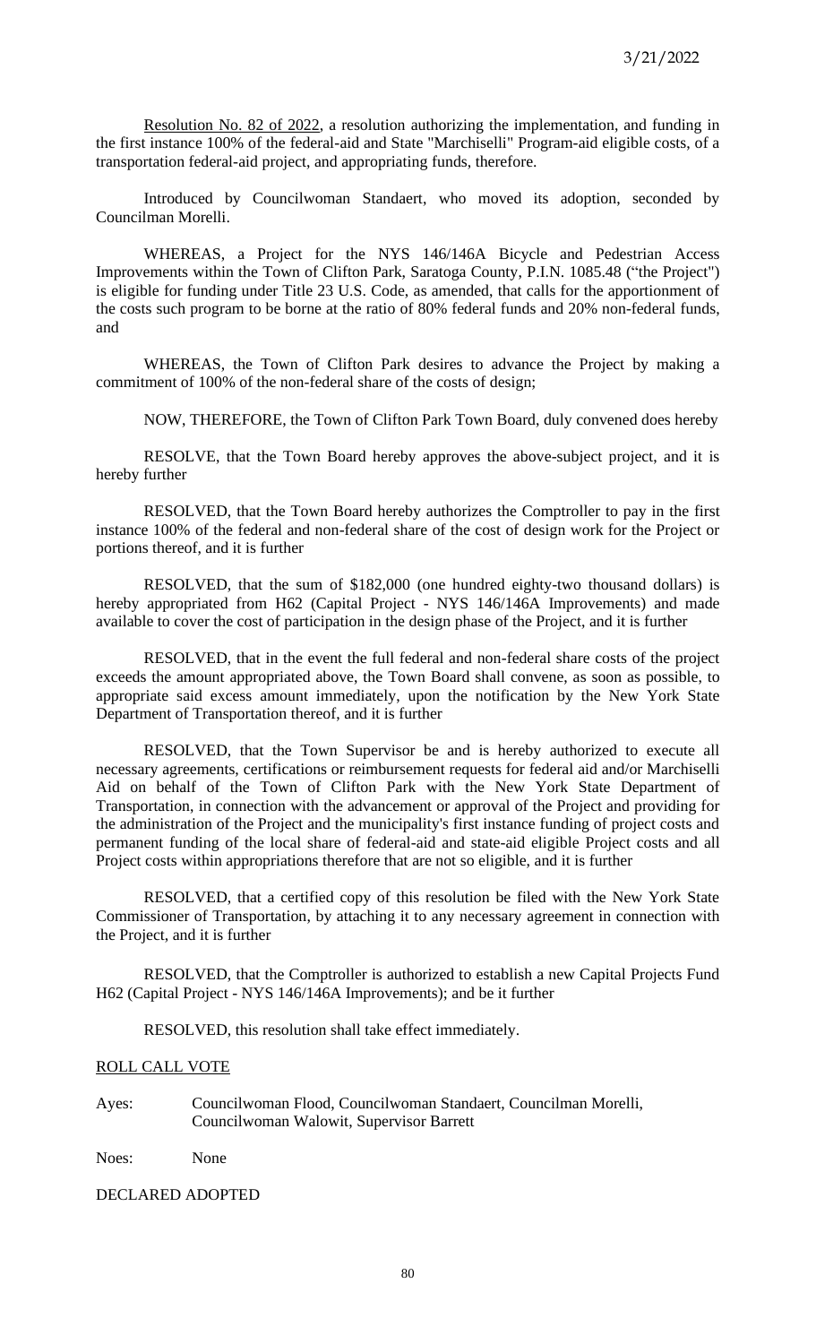3/21/2022

Resolution No. 82 of 2022, a resolution authorizing the implementation, and funding in the first instance 100% of the federal-aid and State "Marchiselli" Program-aid eligible costs, of a transportation federal-aid project, and appropriating funds, therefore.

Introduced by Councilwoman Standaert, who moved its adoption, seconded by Councilman Morelli.

WHEREAS, a Project for the NYS 146/146A Bicycle and Pedestrian Access Improvements within the Town of Clifton Park, Saratoga County, P.I.N. 1085.48 ("the Project") is eligible for funding under Title 23 U.S. Code, as amended, that calls for the apportionment of the costs such program to be borne at the ratio of 80% federal funds and 20% non-federal funds, and

WHEREAS, the Town of Clifton Park desires to advance the Project by making a commitment of 100% of the non-federal share of the costs of design;

NOW, THEREFORE, the Town of Clifton Park Town Board, duly convened does hereby

RESOLVE, that the Town Board hereby approves the above-subject project, and it is hereby further

RESOLVED, that the Town Board hereby authorizes the Comptroller to pay in the first instance 100% of the federal and non-federal share of the cost of design work for the Project or portions thereof, and it is further

RESOLVED, that the sum of $182,000 (one hundred eighty-two thousand dollars) is hereby appropriated from H62 (Capital Project - NYS 146/146A Improvements) and made available to cover the cost of participation in the design phase of the Project, and it is further

RESOLVED, that in the event the full federal and non-federal share costs of the project exceeds the amount appropriated above, the Town Board shall convene, as soon as possible, to appropriate said excess amount immediately, upon the notification by the New York State Department of Transportation thereof, and it is further

RESOLVED, that the Town Supervisor be and is hereby authorized to execute all necessary agreements, certifications or reimbursement requests for federal aid and/or Marchiselli Aid on behalf of the Town of Clifton Park with the New York State Department of Transportation, in connection with the advancement or approval of the Project and providing for the administration of the Project and the municipality's first instance funding of project costs and permanent funding of the local share of federal-aid and state-aid eligible Project costs and all Project costs within appropriations therefore that are not so eligible, and it is further

RESOLVED, that a certified copy of this resolution be filed with the New York State Commissioner of Transportation, by attaching it to any necessary agreement in connection with the Project, and it is further

RESOLVED, that the Comptroller is authorized to establish a new Capital Projects Fund H62 (Capital Project - NYS 146/146A Improvements); and be it further

RESOLVED, this resolution shall take effect immediately.

ROLL CALL VOTE

Ayes: Councilwoman Flood, Councilwoman Standaert, Councilman Morelli, Councilwoman Walowit, Supervisor Barrett

Noes: None

DECLARED ADOPTED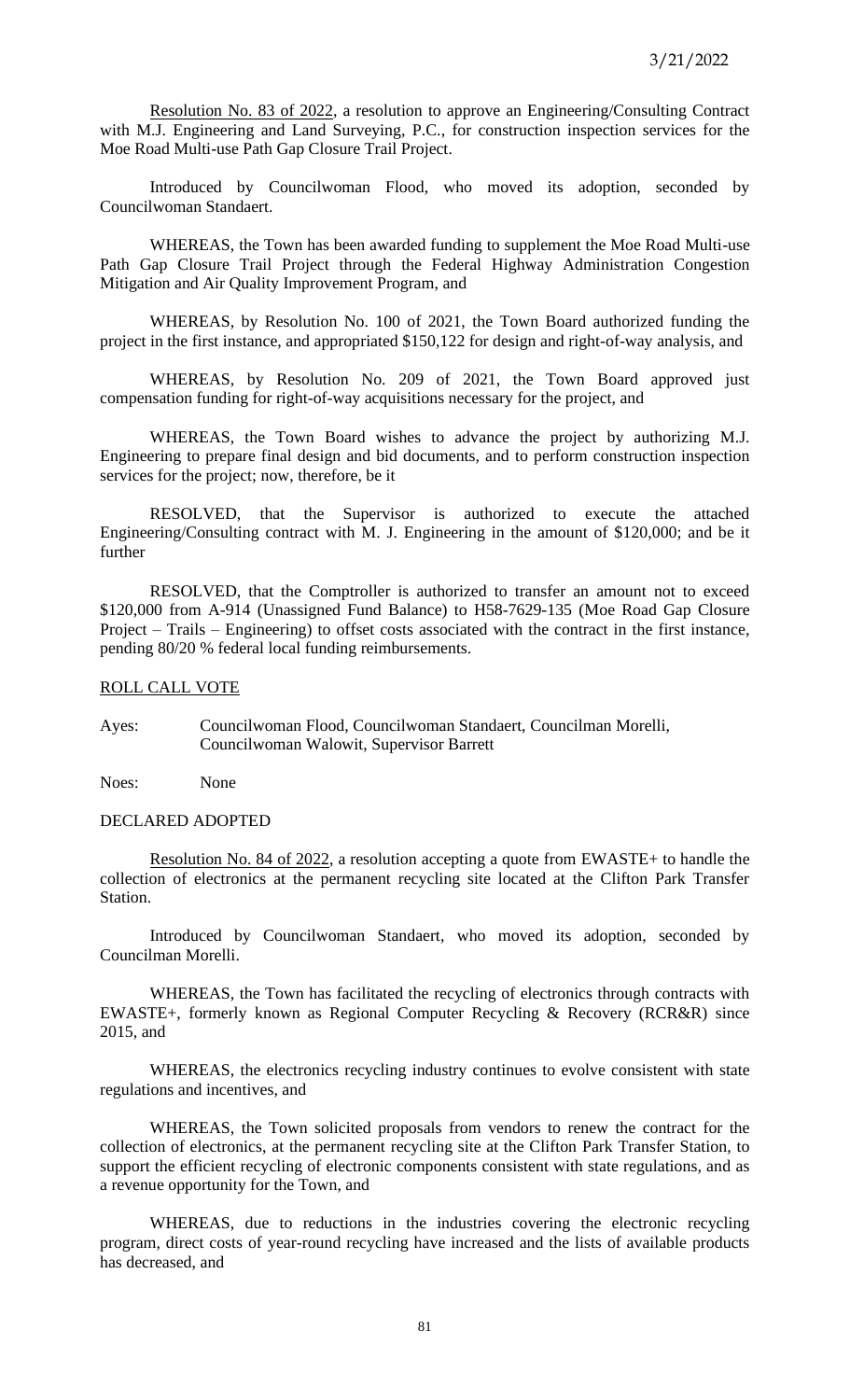Resolution No. 83 of 2022, a resolution to approve an Engineering/Consulting Contract with M.J. Engineering and Land Surveying, P.C., for construction inspection services for the Moe Road Multi-use Path Gap Closure Trail Project.

Introduced by Councilwoman Flood, who moved its adoption, seconded by Councilwoman Standaert.

WHEREAS, the Town has been awarded funding to supplement the Moe Road Multi-use Path Gap Closure Trail Project through the Federal Highway Administration Congestion Mitigation and Air Quality Improvement Program, and

WHEREAS, by Resolution No. 100 of 2021, the Town Board authorized funding the project in the first instance, and appropriated $150,122 for design and right-of-way analysis, and

WHEREAS, by Resolution No. 209 of 2021, the Town Board approved just compensation funding for right-of-way acquisitions necessary for the project, and

WHEREAS, the Town Board wishes to advance the project by authorizing M.J. Engineering to prepare final design and bid documents, and to perform construction inspection services for the project; now, therefore, be it

RESOLVED, that the Supervisor is authorized to execute the attached Engineering/Consulting contract with M. J. Engineering in the amount of $120,000; and be it further

RESOLVED, that the Comptroller is authorized to transfer an amount not to exceed $120,000 from A-914 (Unassigned Fund Balance) to H58-7629-135 (Moe Road Gap Closure Project – Trails – Engineering) to offset costs associated with the contract in the first instance, pending 80/20 % federal local funding reimbursements.

ROLL CALL VOTE

Ayes: Councilwoman Flood, Councilwoman Standaert, Councilman Morelli, Councilwoman Walowit, Supervisor Barrett

Noes: None

DECLARED ADOPTED

Resolution No. 84 of 2022, a resolution accepting a quote from EWASTE+ to handle the collection of electronics at the permanent recycling site located at the Clifton Park Transfer Station.

Introduced by Councilwoman Standaert, who moved its adoption, seconded by Councilman Morelli.

WHEREAS, the Town has facilitated the recycling of electronics through contracts with EWASTE+, formerly known as Regional Computer Recycling & Recovery (RCR&R) since 2015, and

WHEREAS, the electronics recycling industry continues to evolve consistent with state regulations and incentives, and

WHEREAS, the Town solicited proposals from vendors to renew the contract for the collection of electronics, at the permanent recycling site at the Clifton Park Transfer Station, to support the efficient recycling of electronic components consistent with state regulations, and as a revenue opportunity for the Town, and

WHEREAS, due to reductions in the industries covering the electronic recycling program, direct costs of year-round recycling have increased and the lists of available products has decreased, and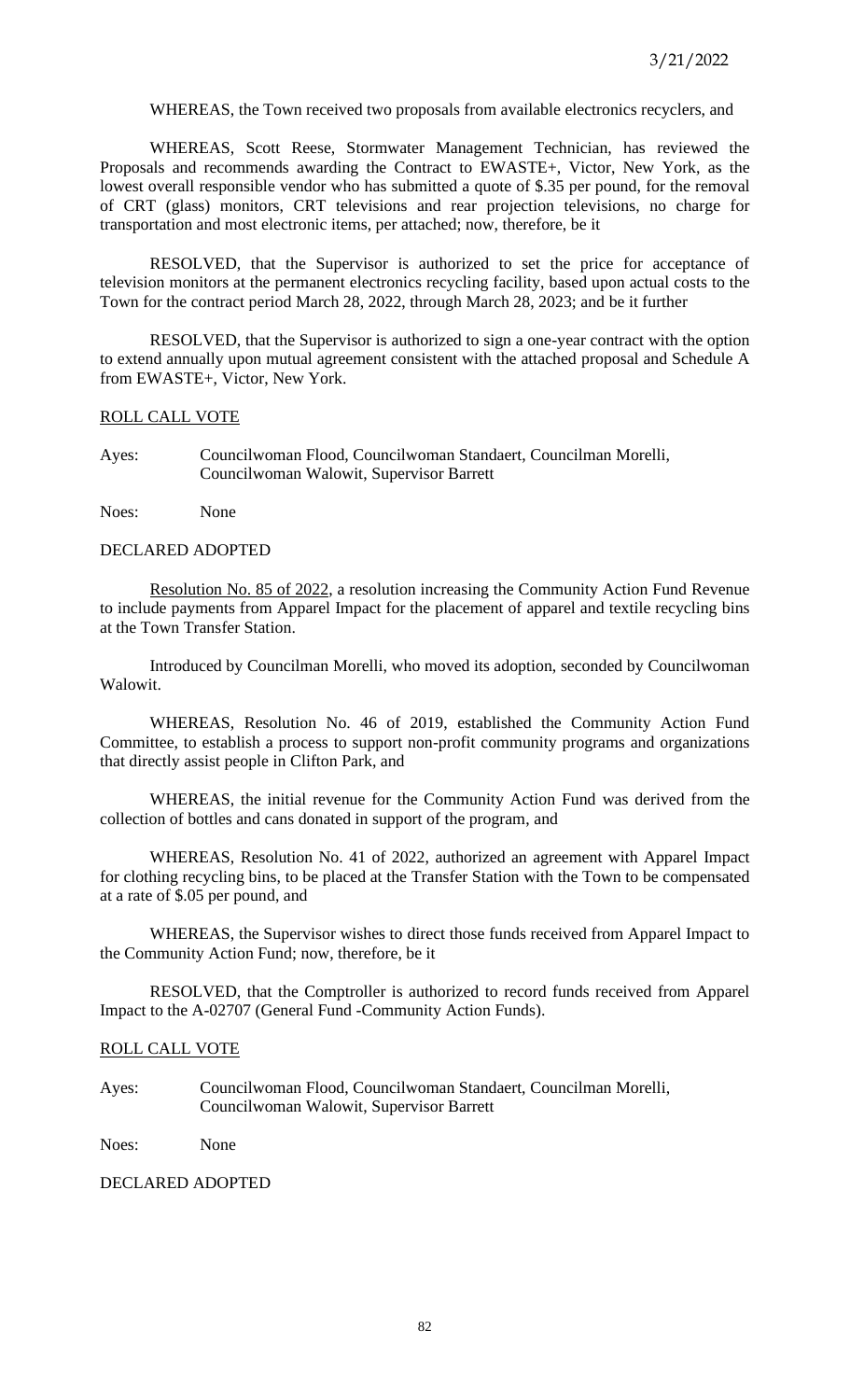WHEREAS, the Town received two proposals from available electronics recyclers, and

WHEREAS, Scott Reese, Stormwater Management Technician, has reviewed the Proposals and recommends awarding the Contract to EWASTE+, Victor, New York, as the lowest overall responsible vendor who has submitted a quote of $.35 per pound, for the removal of CRT (glass) monitors, CRT televisions and rear projection televisions, no charge for transportation and most electronic items, per attached; now, therefore, be it

RESOLVED, that the Supervisor is authorized to set the price for acceptance of television monitors at the permanent electronics recycling facility, based upon actual costs to the Town for the contract period March 28, 2022, through March 28, 2023; and be it further

RESOLVED, that the Supervisor is authorized to sign a one-year contract with the option to extend annually upon mutual agreement consistent with the attached proposal and Schedule A from EWASTE+, Victor, New York.

ROLL CALL VOTE

Ayes: Councilwoman Flood, Councilwoman Standaert, Councilman Morelli, Councilwoman Walowit, Supervisor Barrett

Noes: None

DECLARED ADOPTED

Resolution No. 85 of 2022, a resolution increasing the Community Action Fund Revenue to include payments from Apparel Impact for the placement of apparel and textile recycling bins at the Town Transfer Station.

Introduced by Councilman Morelli, who moved its adoption, seconded by Councilwoman Walowit.

WHEREAS, Resolution No. 46 of 2019, established the Community Action Fund Committee, to establish a process to support non-profit community programs and organizations that directly assist people in Clifton Park, and

WHEREAS, the initial revenue for the Community Action Fund was derived from the collection of bottles and cans donated in support of the program, and

WHEREAS, Resolution No. 41 of 2022, authorized an agreement with Apparel Impact for clothing recycling bins, to be placed at the Transfer Station with the Town to be compensated at a rate of $.05 per pound, and

WHEREAS, the Supervisor wishes to direct those funds received from Apparel Impact to the Community Action Fund; now, therefore, be it

RESOLVED, that the Comptroller is authorized to record funds received from Apparel Impact to the A-02707 (General Fund -Community Action Funds).

ROLL CALL VOTE

Ayes: Councilwoman Flood, Councilwoman Standaert, Councilman Morelli, Councilwoman Walowit, Supervisor Barrett

Noes: None

DECLARED ADOPTED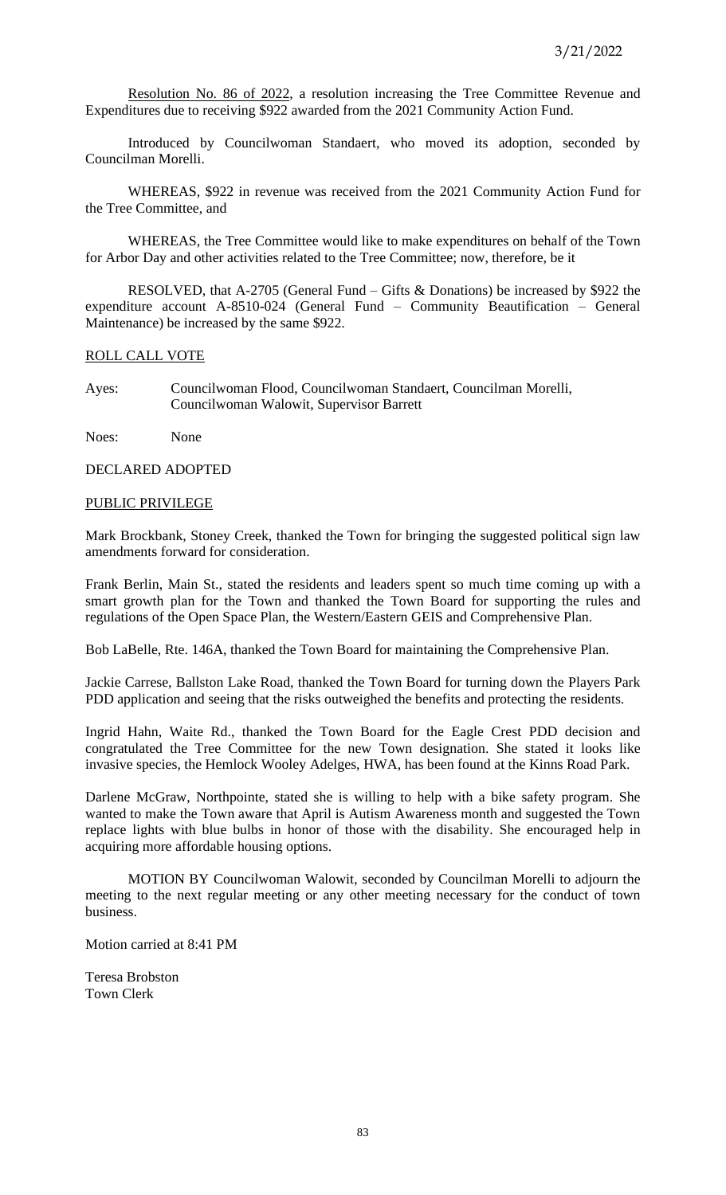Resolution No. 86 of 2022, a resolution increasing the Tree Committee Revenue and Expenditures due to receiving $922 awarded from the 2021 Community Action Fund.

Introduced by Councilwoman Standaert, who moved its adoption, seconded by Councilman Morelli.

WHEREAS, $922 in revenue was received from the 2021 Community Action Fund for the Tree Committee, and

WHEREAS, the Tree Committee would like to make expenditures on behalf of the Town for Arbor Day and other activities related to the Tree Committee; now, therefore, be it

RESOLVED, that A-2705 (General Fund – Gifts & Donations) be increased by $922 the expenditure account A-8510-024 (General Fund – Community Beautification – General Maintenance) be increased by the same $922.

ROLL CALL VOTE

Ayes: Councilwoman Flood, Councilwoman Standaert, Councilman Morelli, Councilwoman Walowit, Supervisor Barrett

Noes: None

DECLARED ADOPTED

PUBLIC PRIVILEGE

Mark Brockbank, Stoney Creek, thanked the Town for bringing the suggested political sign law amendments forward for consideration.

Frank Berlin, Main St., stated the residents and leaders spent so much time coming up with a smart growth plan for the Town and thanked the Town Board for supporting the rules and regulations of the Open Space Plan, the Western/Eastern GEIS and Comprehensive Plan.

Bob LaBelle, Rte. 146A, thanked the Town Board for maintaining the Comprehensive Plan.

Jackie Carrese, Ballston Lake Road, thanked the Town Board for turning down the Players Park PDD application and seeing that the risks outweighed the benefits and protecting the residents.

Ingrid Hahn, Waite Rd., thanked the Town Board for the Eagle Crest PDD decision and congratulated the Tree Committee for the new Town designation. She stated it looks like invasive species, the Hemlock Wooley Adelges, HWA, has been found at the Kinns Road Park.

Darlene McGraw, Northpointe, stated she is willing to help with a bike safety program. She wanted to make the Town aware that April is Autism Awareness month and suggested the Town replace lights with blue bulbs in honor of those with the disability. She encouraged help in acquiring more affordable housing options.

MOTION BY Councilwoman Walowit, seconded by Councilman Morelli to adjourn the meeting to the next regular meeting or any other meeting necessary for the conduct of town business.

Motion carried at 8:41 PM

Teresa Brobston
Town Clerk